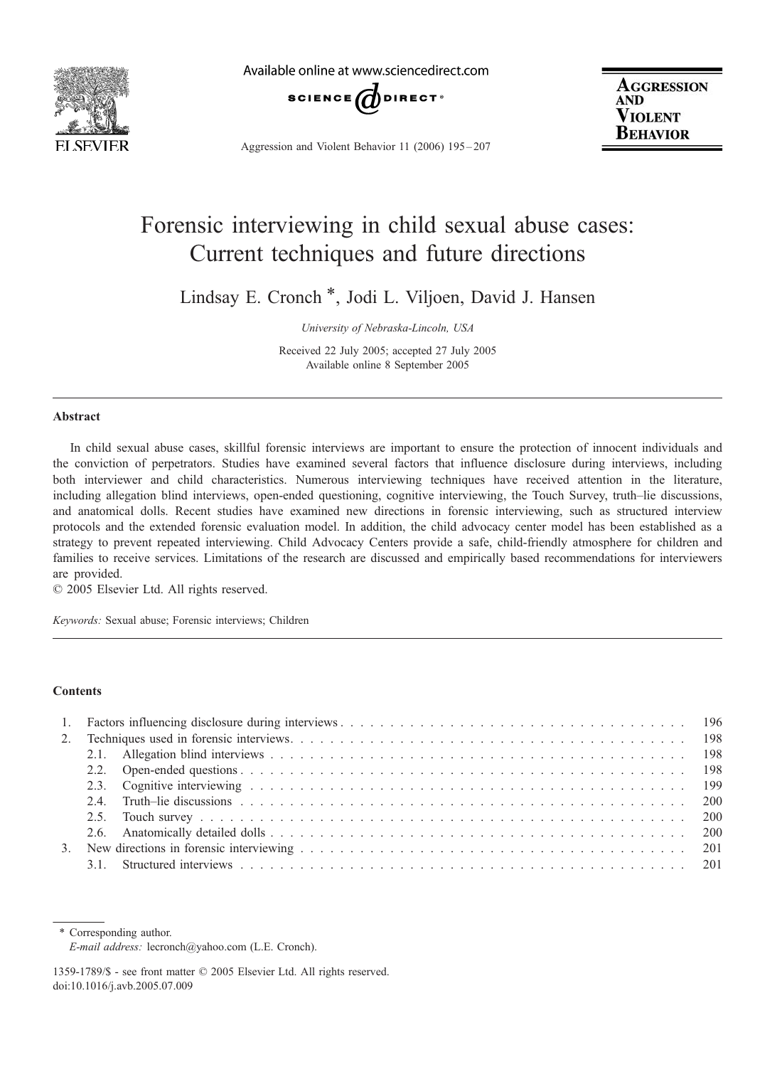# Forensic interviewing in child sexual abuse cases: Current techniques and future directions

Lindsay E. Cronch *, Jodi L. Viljoen, David J. Hansen

*University of Nebraska-Lincoln, USA*

Received 22 July 2005; accepted 27 July 2005
Available online 8 September 2005

## Abstract

In child sexual abuse cases, skillful forensic interviews are important to ensure the protection of innocent individuals and the conviction of perpetrators. Studies have examined several factors that influence disclosure during interviews, including both interviewer and child characteristics. Numerous interviewing techniques have received attention in the literature, including allegation blind interviews, open-ended questioning, cognitive interviewing, the Touch Survey, truth–lie discussions, and anatomical dolls. Recent studies have examined new directions in forensic interviewing, such as structured interview protocols and the extended forensic evaluation model. In addition, the child advocacy center model has been established as a strategy to prevent repeated interviewing. Child Advocacy Centers provide a safe, child-friendly atmosphere for children and families to receive services. Limitations of the research are discussed and empirically based recommendations for interviewers are provided.

© 2005 Elsevier Ltd. All rights reserved.

*Keywords:* Sexual abuse; Forensic interviews; Children

## Contents

1. Factors influencing disclosure during interviews . . . 196
2. Techniques used in forensic interviews . . . 198
   - 2.1. Allegation blind interviews . . . 198
   - 2.2. Open-ended questions . . . 198
   - 2.3. Cognitive interviewing . . . 199
   - 2.4. Truth–lie discussions . . . 200
   - 2.5. Touch survey . . . 200
   - 2.6. Anatomically detailed dolls . . . 200
3. New directions in forensic interviewing . . . 201
   - 3.1. Structured interviews . . . 201

---

\* Corresponding author.
*E-mail address:* lecronch@yahoo.com (L.E. Cronch).

1359-1789/$ - see front matter © 2005 Elsevier Ltd. All rights reserved.
doi:10.1016/j.avb.2005.07.009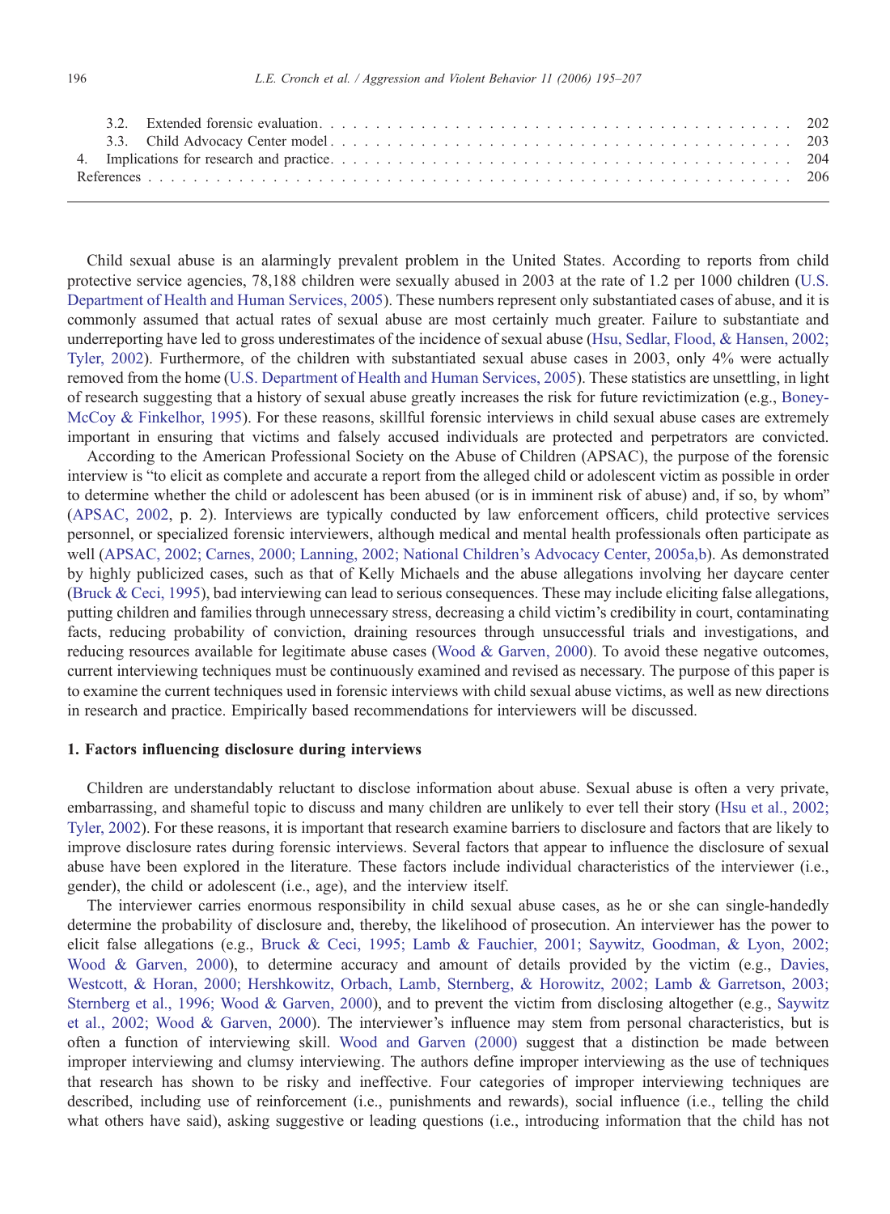3.2. Extended forensic evaluation . . . . . . . . . . . . . . . . . . . . . . . . . . . . . . . . . . . . . . . . . . . . . 202
3.3. Child Advocacy Center model . . . . . . . . . . . . . . . . . . . . . . . . . . . . . . . . . . . . . . . . . . . . . 203
4. Implications for research and practice . . . . . . . . . . . . . . . . . . . . . . . . . . . . . . . . . . . . . . . . . . 204
References . . . . . . . . . . . . . . . . . . . . . . . . . . . . . . . . . . . . . . . . . . . . . . . . . . . . . . . . . 206

Child sexual abuse is an alarmingly prevalent problem in the United States. According to reports from child protective service agencies, 78,188 children were sexually abused in 2003 at the rate of 1.2 per 1000 children (U.S. Department of Health and Human Services, 2005). These numbers represent only substantiated cases of abuse, and it is commonly assumed that actual rates of sexual abuse are most certainly much greater. Failure to substantiate and underreporting have led to gross underestimates of the incidence of sexual abuse (Hsu, Sedlar, Flood, & Hansen, 2002; Tyler, 2002). Furthermore, of the children with substantiated sexual abuse cases in 2003, only 4% were actually removed from the home (U.S. Department of Health and Human Services, 2005). These statistics are unsettling, in light of research suggesting that a history of sexual abuse greatly increases the risk for future revictimization (e.g., Boney-McCoy & Finkelhor, 1995). For these reasons, skillful forensic interviews in child sexual abuse cases are extremely important in ensuring that victims and falsely accused individuals are protected and perpetrators are convicted.

According to the American Professional Society on the Abuse of Children (APSAC), the purpose of the forensic interview is "to elicit as complete and accurate a report from the alleged child or adolescent victim as possible in order to determine whether the child or adolescent has been abused (or is in imminent risk of abuse) and, if so, by whom" (APSAC, 2002, p. 2). Interviews are typically conducted by law enforcement officers, child protective services personnel, or specialized forensic interviewers, although medical and mental health professionals often participate as well (APSAC, 2002; Carnes, 2000; Lanning, 2002; National Children's Advocacy Center, 2005a,b). As demonstrated by highly publicized cases, such as that of Kelly Michaels and the abuse allegations involving her daycare center (Bruck & Ceci, 1995), bad interviewing can lead to serious consequences. These may include eliciting false allegations, putting children and families through unnecessary stress, decreasing a child victim's credibility in court, contaminating facts, reducing probability of conviction, draining resources through unsuccessful trials and investigations, and reducing resources available for legitimate abuse cases (Wood & Garven, 2000). To avoid these negative outcomes, current interviewing techniques must be continuously examined and revised as necessary. The purpose of this paper is to examine the current techniques used in forensic interviews with child sexual abuse victims, as well as new directions in research and practice. Empirically based recommendations for interviewers will be discussed.

## 1. Factors influencing disclosure during interviews

Children are understandably reluctant to disclose information about abuse. Sexual abuse is often a very private, embarrassing, and shameful topic to discuss and many children are unlikely to ever tell their story (Hsu et al., 2002; Tyler, 2002). For these reasons, it is important that research examine barriers to disclosure and factors that are likely to improve disclosure rates during forensic interviews. Several factors that appear to influence the disclosure of sexual abuse have been explored in the literature. These factors include individual characteristics of the interviewer (i.e., gender), the child or adolescent (i.e., age), and the interview itself.

The interviewer carries enormous responsibility in child sexual abuse cases, as he or she can single-handedly determine the probability of disclosure and, thereby, the likelihood of prosecution. An interviewer has the power to elicit false allegations (e.g., Bruck & Ceci, 1995; Lamb & Fauchier, 2001; Saywitz, Goodman, & Lyon, 2002; Wood & Garven, 2000), to determine accuracy and amount of details provided by the victim (e.g., Davies, Westcott, & Horan, 2000; Hershkowitz, Orbach, Lamb, Sternberg, & Horowitz, 2002; Lamb & Garretson, 2003; Sternberg et al., 1996; Wood & Garven, 2000), and to prevent the victim from disclosing altogether (e.g., Saywitz et al., 2002; Wood & Garven, 2000). The interviewer's influence may stem from personal characteristics, but is often a function of interviewing skill. Wood and Garven (2000) suggest that a distinction be made between improper interviewing and clumsy interviewing. The authors define improper interviewing as the use of techniques that research has shown to be risky and ineffective. Four categories of improper interviewing techniques are described, including use of reinforcement (i.e., punishments and rewards), social influence (i.e., telling the child what others have said), asking suggestive or leading questions (i.e., introducing information that the child has not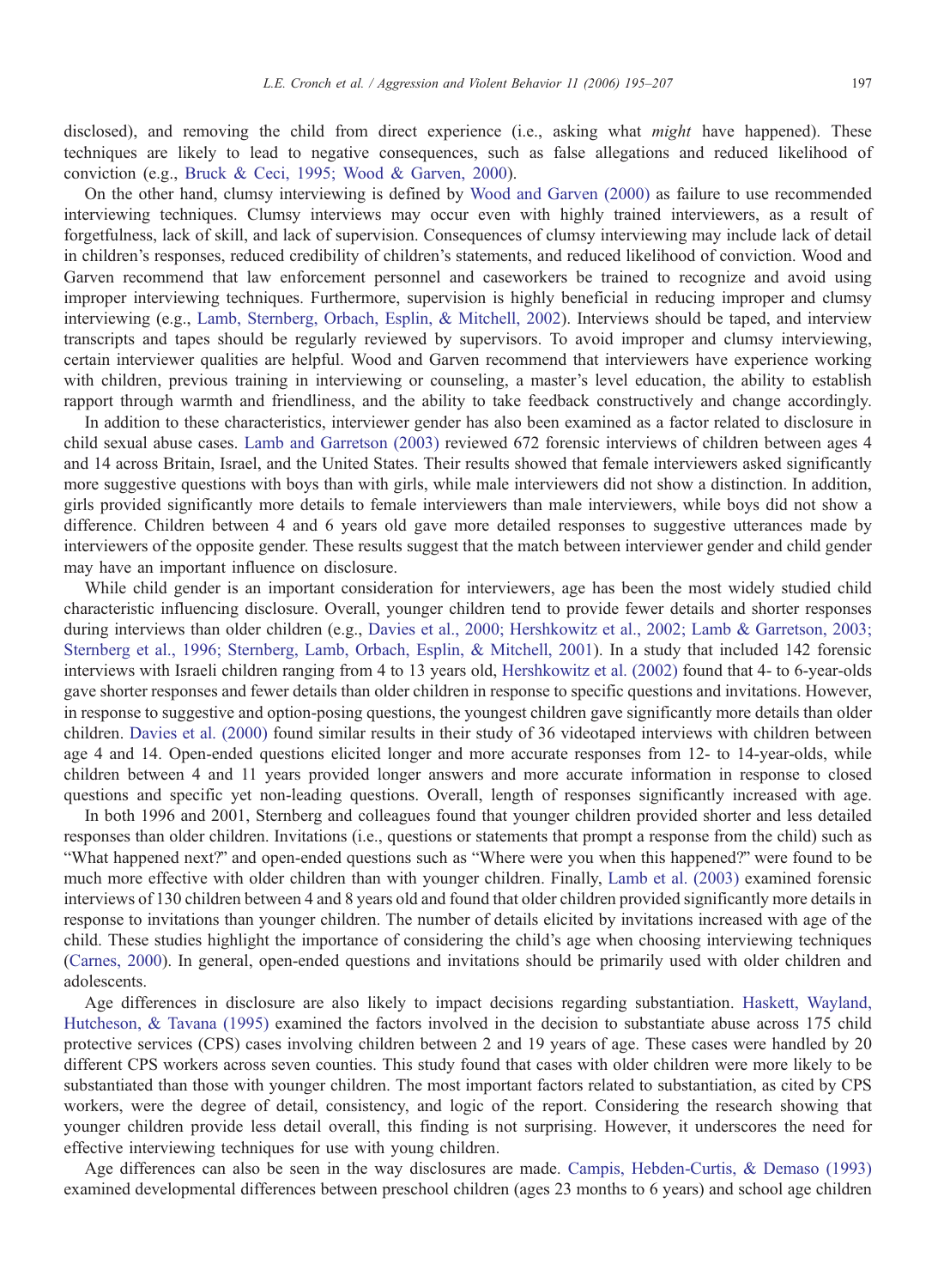disclosed), and removing the child from direct experience (i.e., asking what *might* have happened). These techniques are likely to lead to negative consequences, such as false allegations and reduced likelihood of conviction (e.g., Bruck & Ceci, 1995; Wood & Garven, 2000).

On the other hand, clumsy interviewing is defined by Wood and Garven (2000) as failure to use recommended interviewing techniques. Clumsy interviews may occur even with highly trained interviewers, as a result of forgetfulness, lack of skill, and lack of supervision. Consequences of clumsy interviewing may include lack of detail in children's responses, reduced credibility of children's statements, and reduced likelihood of conviction. Wood and Garven recommend that law enforcement personnel and caseworkers be trained to recognize and avoid using improper interviewing techniques. Furthermore, supervision is highly beneficial in reducing improper and clumsy interviewing (e.g., Lamb, Sternberg, Orbach, Esplin, & Mitchell, 2002). Interviews should be taped, and interview transcripts and tapes should be regularly reviewed by supervisors. To avoid improper and clumsy interviewing, certain interviewer qualities are helpful. Wood and Garven recommend that interviewers have experience working with children, previous training in interviewing or counseling, a master's level education, the ability to establish rapport through warmth and friendliness, and the ability to take feedback constructively and change accordingly.

In addition to these characteristics, interviewer gender has also been examined as a factor related to disclosure in child sexual abuse cases. Lamb and Garretson (2003) reviewed 672 forensic interviews of children between ages 4 and 14 across Britain, Israel, and the United States. Their results showed that female interviewers asked significantly more suggestive questions with boys than with girls, while male interviewers did not show a distinction. In addition, girls provided significantly more details to female interviewers than male interviewers, while boys did not show a difference. Children between 4 and 6 years old gave more detailed responses to suggestive utterances made by interviewers of the opposite gender. These results suggest that the match between interviewer gender and child gender may have an important influence on disclosure.

While child gender is an important consideration for interviewers, age has been the most widely studied child characteristic influencing disclosure. Overall, younger children tend to provide fewer details and shorter responses during interviews than older children (e.g., Davies et al., 2000; Hershkowitz et al., 2002; Lamb & Garretson, 2003; Sternberg et al., 1996; Sternberg, Lamb, Orbach, Esplin, & Mitchell, 2001). In a study that included 142 forensic interviews with Israeli children ranging from 4 to 13 years old, Hershkowitz et al. (2002) found that 4- to 6-year-olds gave shorter responses and fewer details than older children in response to specific questions and invitations. However, in response to suggestive and option-posing questions, the youngest children gave significantly more details than older children. Davies et al. (2000) found similar results in their study of 36 videotaped interviews with children between age 4 and 14. Open-ended questions elicited longer and more accurate responses from 12- to 14-year-olds, while children between 4 and 11 years provided longer answers and more accurate information in response to closed questions and specific yet non-leading questions. Overall, length of responses significantly increased with age.

In both 1996 and 2001, Sternberg and colleagues found that younger children provided shorter and less detailed responses than older children. Invitations (i.e., questions or statements that prompt a response from the child) such as "What happened next?" and open-ended questions such as "Where were you when this happened?" were found to be much more effective with older children than with younger children. Finally, Lamb et al. (2003) examined forensic interviews of 130 children between 4 and 8 years old and found that older children provided significantly more details in response to invitations than younger children. The number of details elicited by invitations increased with age of the child. These studies highlight the importance of considering the child's age when choosing interviewing techniques (Carnes, 2000). In general, open-ended questions and invitations should be primarily used with older children and adolescents.

Age differences in disclosure are also likely to impact decisions regarding substantiation. Haskett, Wayland, Hutcheson, & Tavana (1995) examined the factors involved in the decision to substantiate abuse across 175 child protective services (CPS) cases involving children between 2 and 19 years of age. These cases were handled by 20 different CPS workers across seven counties. This study found that cases with older children were more likely to be substantiated than those with younger children. The most important factors related to substantiation, as cited by CPS workers, were the degree of detail, consistency, and logic of the report. Considering the research showing that younger children provide less detail overall, this finding is not surprising. However, it underscores the need for effective interviewing techniques for use with young children.

Age differences can also be seen in the way disclosures are made. Campis, Hebden-Curtis, & Demaso (1993) examined developmental differences between preschool children (ages 23 months to 6 years) and school age children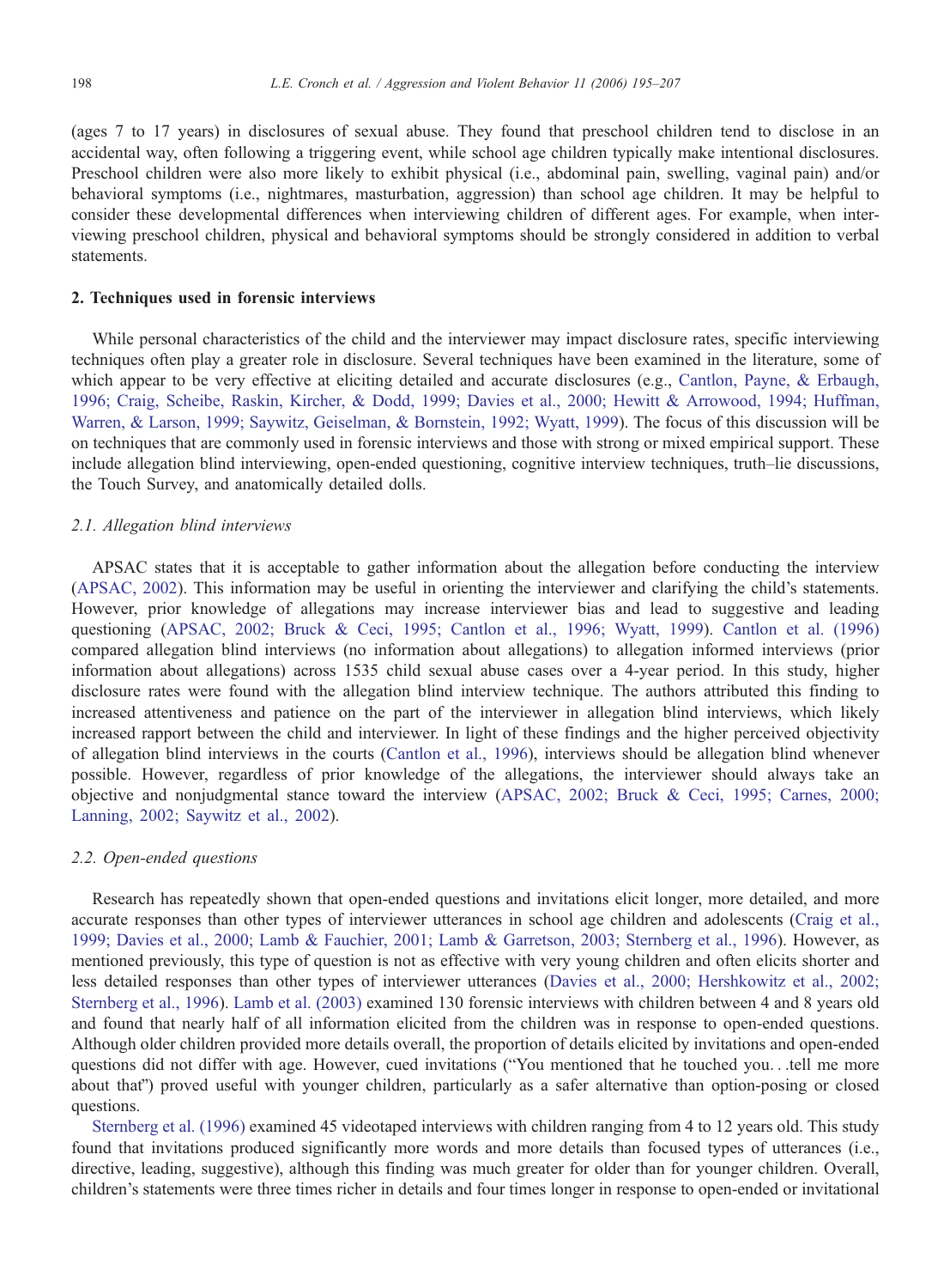(ages 7 to 17 years) in disclosures of sexual abuse. They found that preschool children tend to disclose in an accidental way, often following a triggering event, while school age children typically make intentional disclosures. Preschool children were also more likely to exhibit physical (i.e., abdominal pain, swelling, vaginal pain) and/or behavioral symptoms (i.e., nightmares, masturbation, aggression) than school age children. It may be helpful to consider these developmental differences when interviewing children of different ages. For example, when interviewing preschool children, physical and behavioral symptoms should be strongly considered in addition to verbal statements.

## 2. Techniques used in forensic interviews

While personal characteristics of the child and the interviewer may impact disclosure rates, specific interviewing techniques often play a greater role in disclosure. Several techniques have been examined in the literature, some of which appear to be very effective at eliciting detailed and accurate disclosures (e.g., Cantlon, Payne, & Erbaugh, 1996; Craig, Scheibe, Raskin, Kircher, & Dodd, 1999; Davies et al., 2000; Hewitt & Arrowood, 1994; Huffman, Warren, & Larson, 1999; Saywitz, Geiselman, & Bornstein, 1992; Wyatt, 1999). The focus of this discussion will be on techniques that are commonly used in forensic interviews and those with strong or mixed empirical support. These include allegation blind interviewing, open-ended questioning, cognitive interview techniques, truth–lie discussions, the Touch Survey, and anatomically detailed dolls.

### *2.1. Allegation blind interviews*

APSAC states that it is acceptable to gather information about the allegation before conducting the interview (APSAC, 2002). This information may be useful in orienting the interviewer and clarifying the child's statements. However, prior knowledge of allegations may increase interviewer bias and lead to suggestive and leading questioning (APSAC, 2002; Bruck & Ceci, 1995; Cantlon et al., 1996; Wyatt, 1999). Cantlon et al. (1996) compared allegation blind interviews (no information about allegations) to allegation informed interviews (prior information about allegations) across 1535 child sexual abuse cases over a 4-year period. In this study, higher disclosure rates were found with the allegation blind interview technique. The authors attributed this finding to increased attentiveness and patience on the part of the interviewer in allegation blind interviews, which likely increased rapport between the child and interviewer. In light of these findings and the higher perceived objectivity of allegation blind interviews in the courts (Cantlon et al., 1996), interviews should be allegation blind whenever possible. However, regardless of prior knowledge of the allegations, the interviewer should always take an objective and nonjudgmental stance toward the interview (APSAC, 2002; Bruck & Ceci, 1995; Carnes, 2000; Lanning, 2002; Saywitz et al., 2002).

### *2.2. Open-ended questions*

Research has repeatedly shown that open-ended questions and invitations elicit longer, more detailed, and more accurate responses than other types of interviewer utterances in school age children and adolescents (Craig et al., 1999; Davies et al., 2000; Lamb & Fauchier, 2001; Lamb & Garretson, 2003; Sternberg et al., 1996). However, as mentioned previously, this type of question is not as effective with very young children and often elicits shorter and less detailed responses than other types of interviewer utterances (Davies et al., 2000; Hershkowitz et al., 2002; Sternberg et al., 1996). Lamb et al. (2003) examined 130 forensic interviews with children between 4 and 8 years old and found that nearly half of all information elicited from the children was in response to open-ended questions. Although older children provided more details overall, the proportion of details elicited by invitations and open-ended questions did not differ with age. However, cued invitations ("You mentioned that he touched you. . .tell me more about that") proved useful with younger children, particularly as a safer alternative than option-posing or closed questions.

Sternberg et al. (1996) examined 45 videotaped interviews with children ranging from 4 to 12 years old. This study found that invitations produced significantly more words and more details than focused types of utterances (i.e., directive, leading, suggestive), although this finding was much greater for older than for younger children. Overall, children's statements were three times richer in details and four times longer in response to open-ended or invitational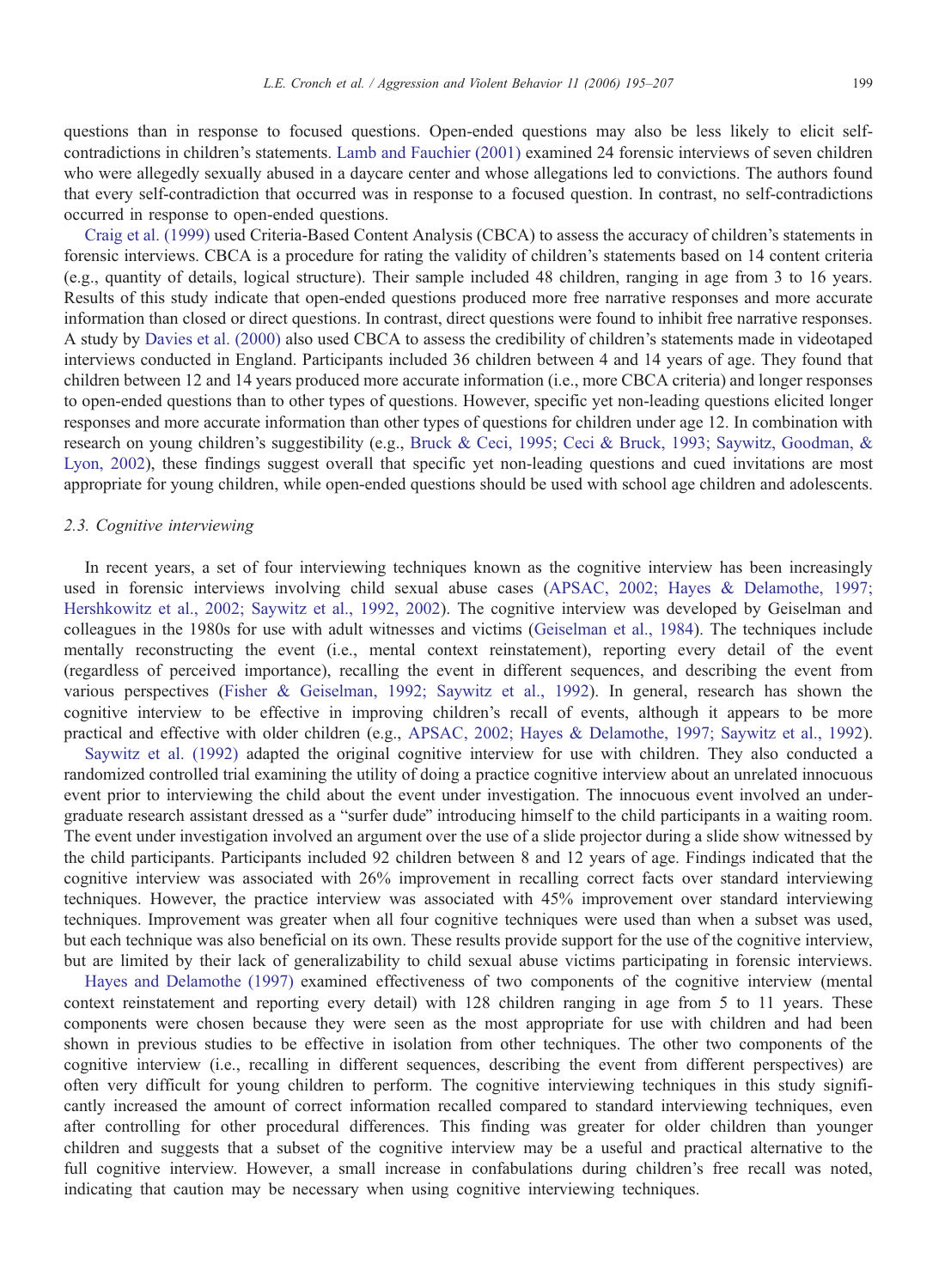questions than in response to focused questions. Open-ended questions may also be less likely to elicit self-contradictions in children's statements. Lamb and Fauchier (2001) examined 24 forensic interviews of seven children who were allegedly sexually abused in a daycare center and whose allegations led to convictions. The authors found that every self-contradiction that occurred was in response to a focused question. In contrast, no self-contradictions occurred in response to open-ended questions.

Craig et al. (1999) used Criteria-Based Content Analysis (CBCA) to assess the accuracy of children's statements in forensic interviews. CBCA is a procedure for rating the validity of children's statements based on 14 content criteria (e.g., quantity of details, logical structure). Their sample included 48 children, ranging in age from 3 to 16 years. Results of this study indicate that open-ended questions produced more free narrative responses and more accurate information than closed or direct questions. In contrast, direct questions were found to inhibit free narrative responses. A study by Davies et al. (2000) also used CBCA to assess the credibility of children's statements made in videotaped interviews conducted in England. Participants included 36 children between 4 and 14 years of age. They found that children between 12 and 14 years produced more accurate information (i.e., more CBCA criteria) and longer responses to open-ended questions than to other types of questions. However, specific yet non-leading questions elicited longer responses and more accurate information than other types of questions for children under age 12. In combination with research on young children's suggestibility (e.g., Bruck & Ceci, 1995; Ceci & Bruck, 1993; Saywitz, Goodman, & Lyon, 2002), these findings suggest overall that specific yet non-leading questions and cued invitations are most appropriate for young children, while open-ended questions should be used with school age children and adolescents.

### 2.3. Cognitive interviewing

In recent years, a set of four interviewing techniques known as the cognitive interview has been increasingly used in forensic interviews involving child sexual abuse cases (APSAC, 2002; Hayes & Delamothe, 1997; Hershkowitz et al., 2002; Saywitz et al., 1992, 2002). The cognitive interview was developed by Geiselman and colleagues in the 1980s for use with adult witnesses and victims (Geiselman et al., 1984). The techniques include mentally reconstructing the event (i.e., mental context reinstatement), reporting every detail of the event (regardless of perceived importance), recalling the event in different sequences, and describing the event from various perspectives (Fisher & Geiselman, 1992; Saywitz et al., 1992). In general, research has shown the cognitive interview to be effective in improving children's recall of events, although it appears to be more practical and effective with older children (e.g., APSAC, 2002; Hayes & Delamothe, 1997; Saywitz et al., 1992).

Saywitz et al. (1992) adapted the original cognitive interview for use with children. They also conducted a randomized controlled trial examining the utility of doing a practice cognitive interview about an unrelated innocuous event prior to interviewing the child about the event under investigation. The innocuous event involved an undergraduate research assistant dressed as a "surfer dude" introducing himself to the child participants in a waiting room. The event under investigation involved an argument over the use of a slide projector during a slide show witnessed by the child participants. Participants included 92 children between 8 and 12 years of age. Findings indicated that the cognitive interview was associated with 26% improvement in recalling correct facts over standard interviewing techniques. However, the practice interview was associated with 45% improvement over standard interviewing techniques. Improvement was greater when all four cognitive techniques were used than when a subset was used, but each technique was also beneficial on its own. These results provide support for the use of the cognitive interview, but are limited by their lack of generalizability to child sexual abuse victims participating in forensic interviews.

Hayes and Delamothe (1997) examined effectiveness of two components of the cognitive interview (mental context reinstatement and reporting every detail) with 128 children ranging in age from 5 to 11 years. These components were chosen because they were seen as the most appropriate for use with children and had been shown in previous studies to be effective in isolation from other techniques. The other two components of the cognitive interview (i.e., recalling in different sequences, describing the event from different perspectives) are often very difficult for young children to perform. The cognitive interviewing techniques in this study significantly increased the amount of correct information recalled compared to standard interviewing techniques, even after controlling for other procedural differences. This finding was greater for older children than younger children and suggests that a subset of the cognitive interview may be a useful and practical alternative to the full cognitive interview. However, a small increase in confabulations during children's free recall was noted, indicating that caution may be necessary when using cognitive interviewing techniques.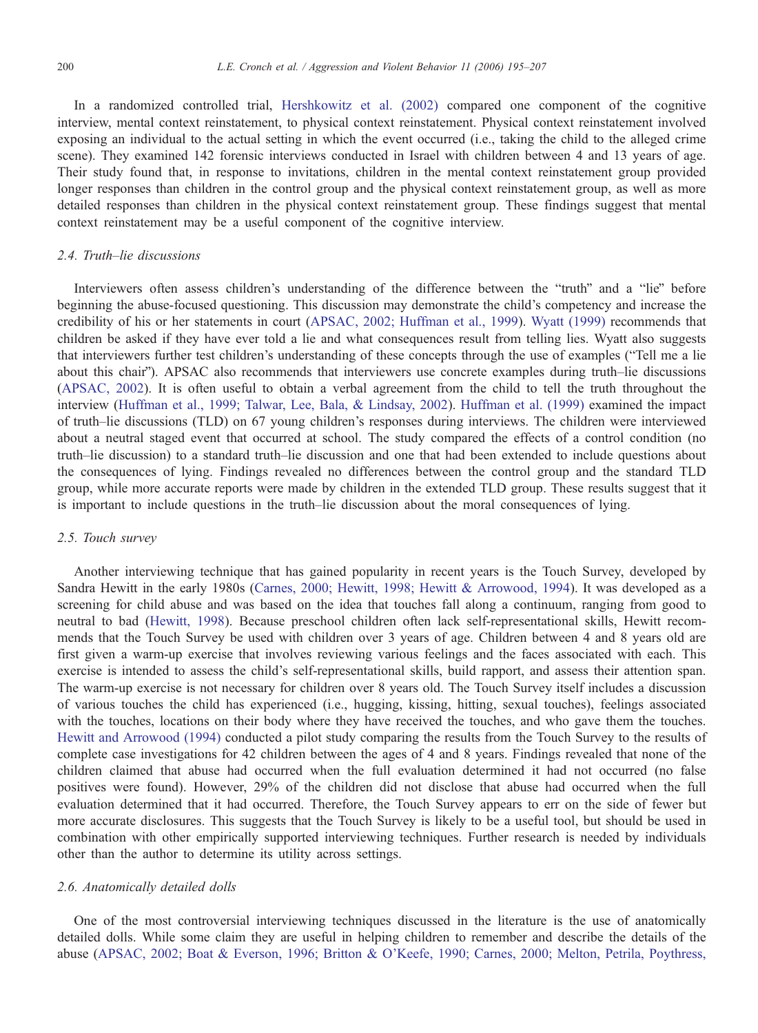In a randomized controlled trial, Hershkowitz et al. (2002) compared one component of the cognitive interview, mental context reinstatement, to physical context reinstatement. Physical context reinstatement involved exposing an individual to the actual setting in which the event occurred (i.e., taking the child to the alleged crime scene). They examined 142 forensic interviews conducted in Israel with children between 4 and 13 years of age. Their study found that, in response to invitations, children in the mental context reinstatement group provided longer responses than children in the control group and the physical context reinstatement group, as well as more detailed responses than children in the physical context reinstatement group. These findings suggest that mental context reinstatement may be a useful component of the cognitive interview.

### 2.4. Truth–lie discussions

Interviewers often assess children's understanding of the difference between the "truth" and a "lie" before beginning the abuse-focused questioning. This discussion may demonstrate the child's competency and increase the credibility of his or her statements in court (APSAC, 2002; Huffman et al., 1999). Wyatt (1999) recommends that children be asked if they have ever told a lie and what consequences result from telling lies. Wyatt also suggests that interviewers further test children's understanding of these concepts through the use of examples ("Tell me a lie about this chair"). APSAC also recommends that interviewers use concrete examples during truth–lie discussions (APSAC, 2002). It is often useful to obtain a verbal agreement from the child to tell the truth throughout the interview (Huffman et al., 1999; Talwar, Lee, Bala, & Lindsay, 2002). Huffman et al. (1999) examined the impact of truth–lie discussions (TLD) on 67 young children's responses during interviews. The children were interviewed about a neutral staged event that occurred at school. The study compared the effects of a control condition (no truth–lie discussion) to a standard truth–lie discussion and one that had been extended to include questions about the consequences of lying. Findings revealed no differences between the control group and the standard TLD group, while more accurate reports were made by children in the extended TLD group. These results suggest that it is important to include questions in the truth–lie discussion about the moral consequences of lying.

### 2.5. Touch survey

Another interviewing technique that has gained popularity in recent years is the Touch Survey, developed by Sandra Hewitt in the early 1980s (Carnes, 2000; Hewitt, 1998; Hewitt & Arrowood, 1994). It was developed as a screening for child abuse and was based on the idea that touches fall along a continuum, ranging from good to neutral to bad (Hewitt, 1998). Because preschool children often lack self-representational skills, Hewitt recommends that the Touch Survey be used with children over 3 years of age. Children between 4 and 8 years old are first given a warm-up exercise that involves reviewing various feelings and the faces associated with each. This exercise is intended to assess the child's self-representational skills, build rapport, and assess their attention span. The warm-up exercise is not necessary for children over 8 years old. The Touch Survey itself includes a discussion of various touches the child has experienced (i.e., hugging, kissing, hitting, sexual touches), feelings associated with the touches, locations on their body where they have received the touches, and who gave them the touches. Hewitt and Arrowood (1994) conducted a pilot study comparing the results from the Touch Survey to the results of complete case investigations for 42 children between the ages of 4 and 8 years. Findings revealed that none of the children claimed that abuse had occurred when the full evaluation determined it had not occurred (no false positives were found). However, 29% of the children did not disclose that abuse had occurred when the full evaluation determined that it had occurred. Therefore, the Touch Survey appears to err on the side of fewer but more accurate disclosures. This suggests that the Touch Survey is likely to be a useful tool, but should be used in combination with other empirically supported interviewing techniques. Further research is needed by individuals other than the author to determine its utility across settings.

### 2.6. Anatomically detailed dolls

One of the most controversial interviewing techniques discussed in the literature is the use of anatomically detailed dolls. While some claim they are useful in helping children to remember and describe the details of the abuse (APSAC, 2002; Boat & Everson, 1996; Britton & O'Keefe, 1990; Carnes, 2000; Melton, Petrila, Poythress,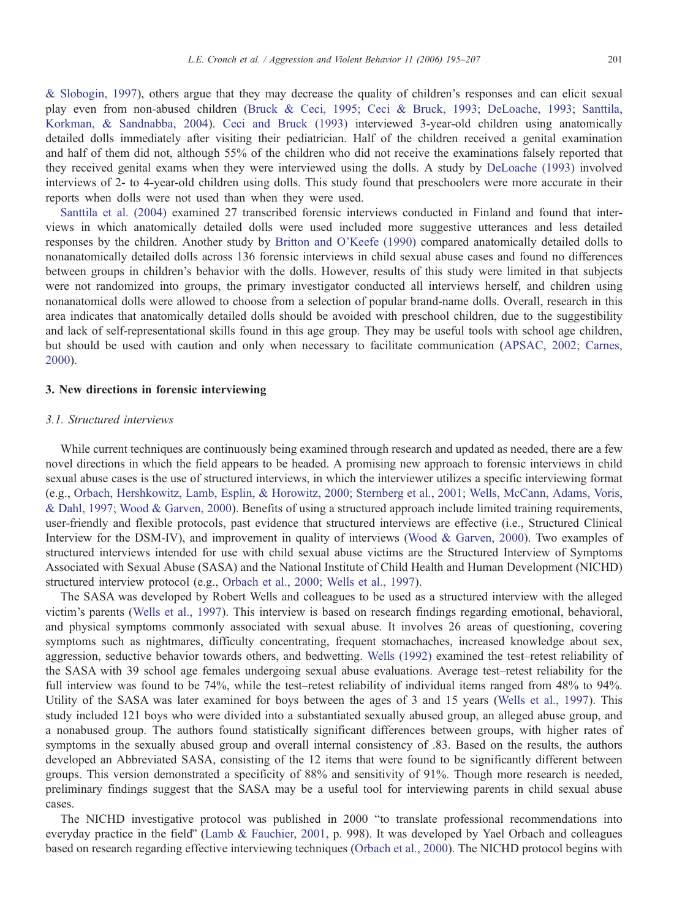& Slobogin, 1997), others argue that they may decrease the quality of children's responses and can elicit sexual play even from non-abused children (Bruck & Ceci, 1995; Ceci & Bruck, 1993; DeLoache, 1993; Santtila, Korkman, & Sandnabba, 2004). Ceci and Bruck (1993) interviewed 3-year-old children using anatomically detailed dolls immediately after visiting their pediatrician. Half of the children received a genital examination and half of them did not, although 55% of the children who did not receive the examinations falsely reported that they received genital exams when they were interviewed using the dolls. A study by DeLoache (1993) involved interviews of 2- to 4-year-old children using dolls. This study found that preschoolers were more accurate in their reports when dolls were not used than when they were used.

Santtila et al. (2004) examined 27 transcribed forensic interviews conducted in Finland and found that interviews in which anatomically detailed dolls were used included more suggestive utterances and less detailed responses by the children. Another study by Britton and O'Keefe (1990) compared anatomically detailed dolls to nonanatomically detailed dolls across 136 forensic interviews in child sexual abuse cases and found no differences between groups in children's behavior with the dolls. However, results of this study were limited in that subjects were not randomized into groups, the primary investigator conducted all interviews herself, and children using nonanatomical dolls were allowed to choose from a selection of popular brand-name dolls. Overall, research in this area indicates that anatomically detailed dolls should be avoided with preschool children, due to the suggestibility and lack of self-representational skills found in this age group. They may be useful tools with school age children, but should be used with caution and only when necessary to facilitate communication (APSAC, 2002; Carnes, 2000).

## 3. New directions in forensic interviewing

### *3.1. Structured interviews*

While current techniques are continuously being examined through research and updated as needed, there are a few novel directions in which the field appears to be headed. A promising new approach to forensic interviews in child sexual abuse cases is the use of structured interviews, in which the interviewer utilizes a specific interviewing format (e.g., Orbach, Hershkowitz, Lamb, Esplin, & Horowitz, 2000; Sternberg et al., 2001; Wells, McCann, Adams, Voris, & Dahl, 1997; Wood & Garven, 2000). Benefits of using a structured approach include limited training requirements, user-friendly and flexible protocols, past evidence that structured interviews are effective (i.e., Structured Clinical Interview for the DSM-IV), and improvement in quality of interviews (Wood & Garven, 2000). Two examples of structured interviews intended for use with child sexual abuse victims are the Structured Interview of Symptoms Associated with Sexual Abuse (SASA) and the National Institute of Child Health and Human Development (NICHD) structured interview protocol (e.g., Orbach et al., 2000; Wells et al., 1997).

The SASA was developed by Robert Wells and colleagues to be used as a structured interview with the alleged victim's parents (Wells et al., 1997). This interview is based on research findings regarding emotional, behavioral, and physical symptoms commonly associated with sexual abuse. It involves 26 areas of questioning, covering symptoms such as nightmares, difficulty concentrating, frequent stomachaches, increased knowledge about sex, aggression, seductive behavior towards others, and bedwetting. Wells (1992) examined the test–retest reliability of the SASA with 39 school age females undergoing sexual abuse evaluations. Average test–retest reliability for the full interview was found to be 74%, while the test–retest reliability of individual items ranged from 48% to 94%. Utility of the SASA was later examined for boys between the ages of 3 and 15 years (Wells et al., 1997). This study included 121 boys who were divided into a substantiated sexually abused group, an alleged abuse group, and a nonabused group. The authors found statistically significant differences between groups, with higher rates of symptoms in the sexually abused group and overall internal consistency of .83. Based on the results, the authors developed an Abbreviated SASA, consisting of the 12 items that were found to be significantly different between groups. This version demonstrated a specificity of 88% and sensitivity of 91%. Though more research is needed, preliminary findings suggest that the SASA may be a useful tool for interviewing parents in child sexual abuse cases.

The NICHD investigative protocol was published in 2000 "to translate professional recommendations into everyday practice in the field" (Lamb & Fauchier, 2001, p. 998). It was developed by Yael Orbach and colleagues based on research regarding effective interviewing techniques (Orbach et al., 2000). The NICHD protocol begins with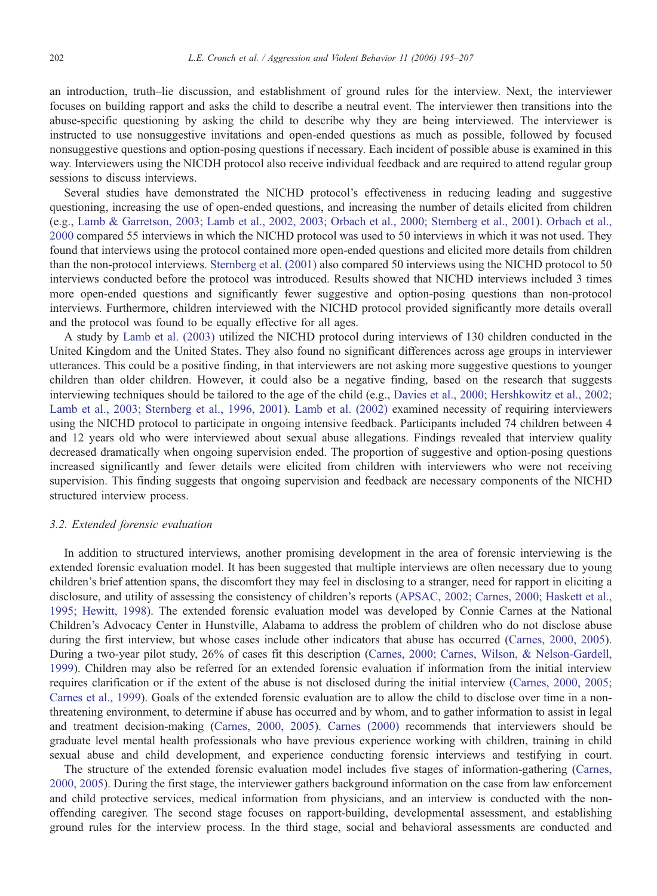an introduction, truth–lie discussion, and establishment of ground rules for the interview. Next, the interviewer focuses on building rapport and asks the child to describe a neutral event. The interviewer then transitions into the abuse-specific questioning by asking the child to describe why they are being interviewed. The interviewer is instructed to use nonsuggestive invitations and open-ended questions as much as possible, followed by focused nonsuggestive questions and option-posing questions if necessary. Each incident of possible abuse is examined in this way. Interviewers using the NICDH protocol also receive individual feedback and are required to attend regular group sessions to discuss interviews.

Several studies have demonstrated the NICHD protocol's effectiveness in reducing leading and suggestive questioning, increasing the use of open-ended questions, and increasing the number of details elicited from children (e.g., Lamb & Garretson, 2003; Lamb et al., 2002, 2003; Orbach et al., 2000; Sternberg et al., 2001). Orbach et al., 2000 compared 55 interviews in which the NICHD protocol was used to 50 interviews in which it was not used. They found that interviews using the protocol contained more open-ended questions and elicited more details from children than the non-protocol interviews. Sternberg et al. (2001) also compared 50 interviews using the NICHD protocol to 50 interviews conducted before the protocol was introduced. Results showed that NICHD interviews included 3 times more open-ended questions and significantly fewer suggestive and option-posing questions than non-protocol interviews. Furthermore, children interviewed with the NICHD protocol provided significantly more details overall and the protocol was found to be equally effective for all ages.

A study by Lamb et al. (2003) utilized the NICHD protocol during interviews of 130 children conducted in the United Kingdom and the United States. They also found no significant differences across age groups in interviewer utterances. This could be a positive finding, in that interviewers are not asking more suggestive questions to younger children than older children. However, it could also be a negative finding, based on the research that suggests interviewing techniques should be tailored to the age of the child (e.g., Davies et al., 2000; Hershkowitz et al., 2002; Lamb et al., 2003; Sternberg et al., 1996, 2001). Lamb et al. (2002) examined necessity of requiring interviewers using the NICHD protocol to participate in ongoing intensive feedback. Participants included 74 children between 4 and 12 years old who were interviewed about sexual abuse allegations. Findings revealed that interview quality decreased dramatically when ongoing supervision ended. The proportion of suggestive and option-posing questions increased significantly and fewer details were elicited from children with interviewers who were not receiving supervision. This finding suggests that ongoing supervision and feedback are necessary components of the NICHD structured interview process.

### 3.2. Extended forensic evaluation

In addition to structured interviews, another promising development in the area of forensic interviewing is the extended forensic evaluation model. It has been suggested that multiple interviews are often necessary due to young children's brief attention spans, the discomfort they may feel in disclosing to a stranger, need for rapport in eliciting a disclosure, and utility of assessing the consistency of children's reports (APSAC, 2002; Carnes, 2000; Haskett et al., 1995; Hewitt, 1998). The extended forensic evaluation model was developed by Connie Carnes at the National Children's Advocacy Center in Hunstville, Alabama to address the problem of children who do not disclose abuse during the first interview, but whose cases include other indicators that abuse has occurred (Carnes, 2000, 2005). During a two-year pilot study, 26% of cases fit this description (Carnes, 2000; Carnes, Wilson, & Nelson-Gardell, 1999). Children may also be referred for an extended forensic evaluation if information from the initial interview requires clarification or if the extent of the abuse is not disclosed during the initial interview (Carnes, 2000, 2005; Carnes et al., 1999). Goals of the extended forensic evaluation are to allow the child to disclose over time in a non-threatening environment, to determine if abuse has occurred and by whom, and to gather information to assist in legal and treatment decision-making (Carnes, 2000, 2005). Carnes (2000) recommends that interviewers should be graduate level mental health professionals who have previous experience working with children, training in child sexual abuse and child development, and experience conducting forensic interviews and testifying in court.

The structure of the extended forensic evaluation model includes five stages of information-gathering (Carnes, 2000, 2005). During the first stage, the interviewer gathers background information on the case from law enforcement and child protective services, medical information from physicians, and an interview is conducted with the non-offending caregiver. The second stage focuses on rapport-building, developmental assessment, and establishing ground rules for the interview process. In the third stage, social and behavioral assessments are conducted and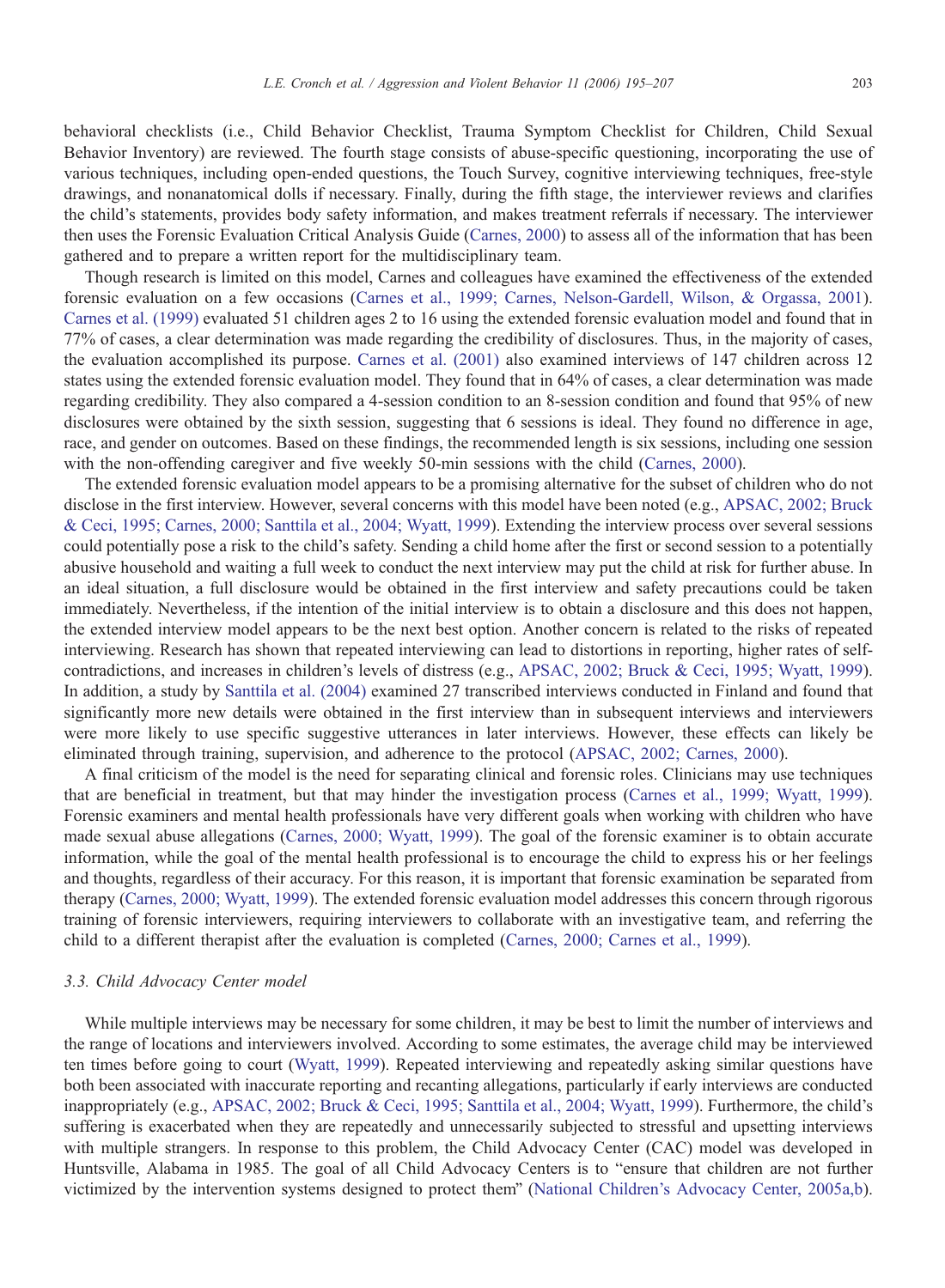behavioral checklists (i.e., Child Behavior Checklist, Trauma Symptom Checklist for Children, Child Sexual Behavior Inventory) are reviewed. The fourth stage consists of abuse-specific questioning, incorporating the use of various techniques, including open-ended questions, the Touch Survey, cognitive interviewing techniques, free-style drawings, and nonanatomical dolls if necessary. Finally, during the fifth stage, the interviewer reviews and clarifies the child's statements, provides body safety information, and makes treatment referrals if necessary. The interviewer then uses the Forensic Evaluation Critical Analysis Guide (Carnes, 2000) to assess all of the information that has been gathered and to prepare a written report for the multidisciplinary team.

Though research is limited on this model, Carnes and colleagues have examined the effectiveness of the extended forensic evaluation on a few occasions (Carnes et al., 1999; Carnes, Nelson-Gardell, Wilson, & Orgassa, 2001). Carnes et al. (1999) evaluated 51 children ages 2 to 16 using the extended forensic evaluation model and found that in 77% of cases, a clear determination was made regarding the credibility of disclosures. Thus, in the majority of cases, the evaluation accomplished its purpose. Carnes et al. (2001) also examined interviews of 147 children across 12 states using the extended forensic evaluation model. They found that in 64% of cases, a clear determination was made regarding credibility. They also compared a 4-session condition to an 8-session condition and found that 95% of new disclosures were obtained by the sixth session, suggesting that 6 sessions is ideal. They found no difference in age, race, and gender on outcomes. Based on these findings, the recommended length is six sessions, including one session with the non-offending caregiver and five weekly 50-min sessions with the child (Carnes, 2000).

The extended forensic evaluation model appears to be a promising alternative for the subset of children who do not disclose in the first interview. However, several concerns with this model have been noted (e.g., APSAC, 2002; Bruck & Ceci, 1995; Carnes, 2000; Santtila et al., 2004; Wyatt, 1999). Extending the interview process over several sessions could potentially pose a risk to the child's safety. Sending a child home after the first or second session to a potentially abusive household and waiting a full week to conduct the next interview may put the child at risk for further abuse. In an ideal situation, a full disclosure would be obtained in the first interview and safety precautions could be taken immediately. Nevertheless, if the intention of the initial interview is to obtain a disclosure and this does not happen, the extended interview model appears to be the next best option. Another concern is related to the risks of repeated interviewing. Research has shown that repeated interviewing can lead to distortions in reporting, higher rates of self-contradictions, and increases in children's levels of distress (e.g., APSAC, 2002; Bruck & Ceci, 1995; Wyatt, 1999). In addition, a study by Santtila et al. (2004) examined 27 transcribed interviews conducted in Finland and found that significantly more new details were obtained in the first interview than in subsequent interviews and interviewers were more likely to use specific suggestive utterances in later interviews. However, these effects can likely be eliminated through training, supervision, and adherence to the protocol (APSAC, 2002; Carnes, 2000).

A final criticism of the model is the need for separating clinical and forensic roles. Clinicians may use techniques that are beneficial in treatment, but that may hinder the investigation process (Carnes et al., 1999; Wyatt, 1999). Forensic examiners and mental health professionals have very different goals when working with children who have made sexual abuse allegations (Carnes, 2000; Wyatt, 1999). The goal of the forensic examiner is to obtain accurate information, while the goal of the mental health professional is to encourage the child to express his or her feelings and thoughts, regardless of their accuracy. For this reason, it is important that forensic examination be separated from therapy (Carnes, 2000; Wyatt, 1999). The extended forensic evaluation model addresses this concern through rigorous training of forensic interviewers, requiring interviewers to collaborate with an investigative team, and referring the child to a different therapist after the evaluation is completed (Carnes, 2000; Carnes et al., 1999).

### *3.3. Child Advocacy Center model*

While multiple interviews may be necessary for some children, it may be best to limit the number of interviews and the range of locations and interviewers involved. According to some estimates, the average child may be interviewed ten times before going to court (Wyatt, 1999). Repeated interviewing and repeatedly asking similar questions have both been associated with inaccurate reporting and recanting allegations, particularly if early interviews are conducted inappropriately (e.g., APSAC, 2002; Bruck & Ceci, 1995; Santtila et al., 2004; Wyatt, 1999). Furthermore, the child's suffering is exacerbated when they are repeatedly and unnecessarily subjected to stressful and upsetting interviews with multiple strangers. In response to this problem, the Child Advocacy Center (CAC) model was developed in Huntsville, Alabama in 1985. The goal of all Child Advocacy Centers is to "ensure that children are not further victimized by the intervention systems designed to protect them" (National Children's Advocacy Center, 2005a,b).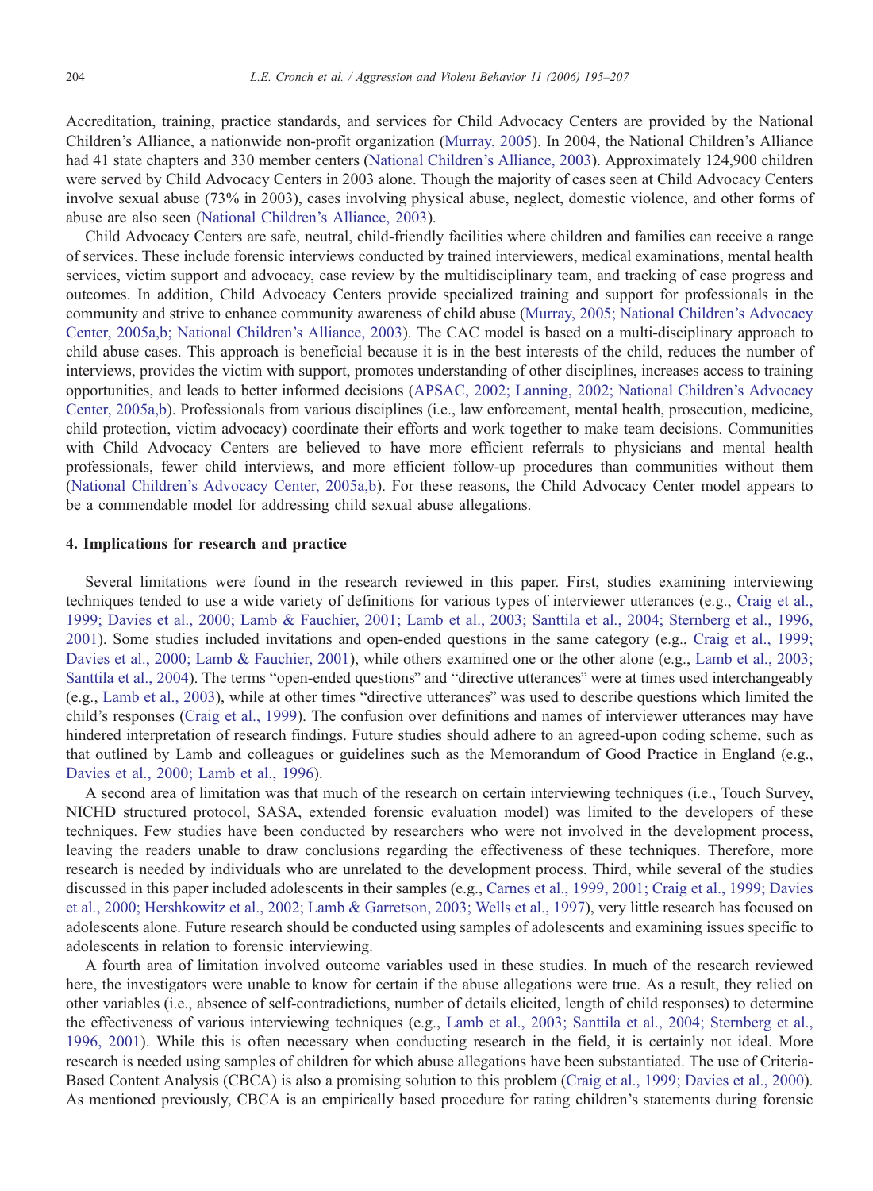Accreditation, training, practice standards, and services for Child Advocacy Centers are provided by the National Children's Alliance, a nationwide non-profit organization (Murray, 2005). In 2004, the National Children's Alliance had 41 state chapters and 330 member centers (National Children's Alliance, 2003). Approximately 124,900 children were served by Child Advocacy Centers in 2003 alone. Though the majority of cases seen at Child Advocacy Centers involve sexual abuse (73% in 2003), cases involving physical abuse, neglect, domestic violence, and other forms of abuse are also seen (National Children's Alliance, 2003).

Child Advocacy Centers are safe, neutral, child-friendly facilities where children and families can receive a range of services. These include forensic interviews conducted by trained interviewers, medical examinations, mental health services, victim support and advocacy, case review by the multidisciplinary team, and tracking of case progress and outcomes. In addition, Child Advocacy Centers provide specialized training and support for professionals in the community and strive to enhance community awareness of child abuse (Murray, 2005; National Children's Advocacy Center, 2005a,b; National Children's Alliance, 2003). The CAC model is based on a multi-disciplinary approach to child abuse cases. This approach is beneficial because it is in the best interests of the child, reduces the number of interviews, provides the victim with support, promotes understanding of other disciplines, increases access to training opportunities, and leads to better informed decisions (APSAC, 2002; Lanning, 2002; National Children's Advocacy Center, 2005a,b). Professionals from various disciplines (i.e., law enforcement, mental health, prosecution, medicine, child protection, victim advocacy) coordinate their efforts and work together to make team decisions. Communities with Child Advocacy Centers are believed to have more efficient referrals to physicians and mental health professionals, fewer child interviews, and more efficient follow-up procedures than communities without them (National Children's Advocacy Center, 2005a,b). For these reasons, the Child Advocacy Center model appears to be a commendable model for addressing child sexual abuse allegations.

## 4. Implications for research and practice

Several limitations were found in the research reviewed in this paper. First, studies examining interviewing techniques tended to use a wide variety of definitions for various types of interviewer utterances (e.g., Craig et al., 1999; Davies et al., 2000; Lamb & Fauchier, 2001; Lamb et al., 2003; Santtila et al., 2004; Sternberg et al., 1996, 2001). Some studies included invitations and open-ended questions in the same category (e.g., Craig et al., 1999; Davies et al., 2000; Lamb & Fauchier, 2001), while others examined one or the other alone (e.g., Lamb et al., 2003; Santtila et al., 2004). The terms "open-ended questions" and "directive utterances" were at times used interchangeably (e.g., Lamb et al., 2003), while at other times "directive utterances" was used to describe questions which limited the child's responses (Craig et al., 1999). The confusion over definitions and names of interviewer utterances may have hindered interpretation of research findings. Future studies should adhere to an agreed-upon coding scheme, such as that outlined by Lamb and colleagues or guidelines such as the Memorandum of Good Practice in England (e.g., Davies et al., 2000; Lamb et al., 1996).

A second area of limitation was that much of the research on certain interviewing techniques (i.e., Touch Survey, NICHD structured protocol, SASA, extended forensic evaluation model) was limited to the developers of these techniques. Few studies have been conducted by researchers who were not involved in the development process, leaving the readers unable to draw conclusions regarding the effectiveness of these techniques. Therefore, more research is needed by individuals who are unrelated to the development process. Third, while several of the studies discussed in this paper included adolescents in their samples (e.g., Carnes et al., 1999, 2001; Craig et al., 1999; Davies et al., 2000; Hershkowitz et al., 2002; Lamb & Garretson, 2003; Wells et al., 1997), very little research has focused on adolescents alone. Future research should be conducted using samples of adolescents and examining issues specific to adolescents in relation to forensic interviewing.

A fourth area of limitation involved outcome variables used in these studies. In much of the research reviewed here, the investigators were unable to know for certain if the abuse allegations were true. As a result, they relied on other variables (i.e., absence of self-contradictions, number of details elicited, length of child responses) to determine the effectiveness of various interviewing techniques (e.g., Lamb et al., 2003; Santtila et al., 2004; Sternberg et al., 1996, 2001). While this is often necessary when conducting research in the field, it is certainly not ideal. More research is needed using samples of children for which abuse allegations have been substantiated. The use of Criteria-Based Content Analysis (CBCA) is also a promising solution to this problem (Craig et al., 1999; Davies et al., 2000). As mentioned previously, CBCA is an empirically based procedure for rating children's statements during forensic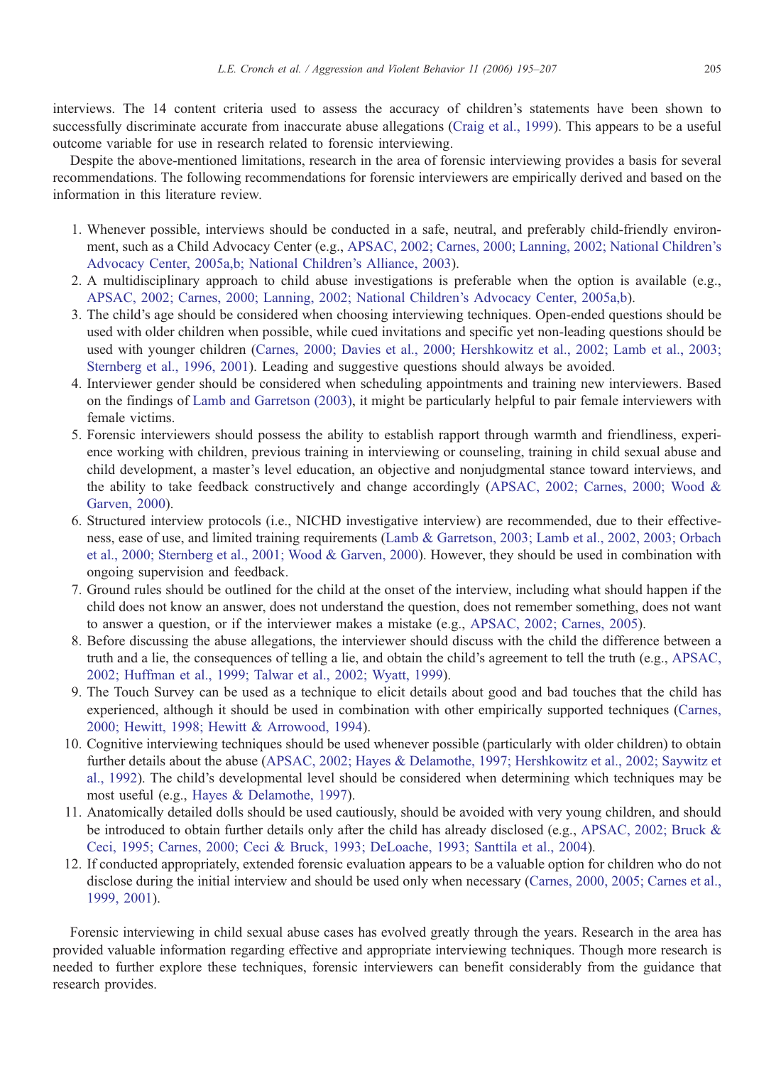interviews. The 14 content criteria used to assess the accuracy of children's statements have been shown to successfully discriminate accurate from inaccurate abuse allegations (Craig et al., 1999). This appears to be a useful outcome variable for use in research related to forensic interviewing.

Despite the above-mentioned limitations, research in the area of forensic interviewing provides a basis for several recommendations. The following recommendations for forensic interviewers are empirically derived and based on the information in this literature review.

1. Whenever possible, interviews should be conducted in a safe, neutral, and preferably child-friendly environment, such as a Child Advocacy Center (e.g., APSAC, 2002; Carnes, 2000; Lanning, 2002; National Children's Advocacy Center, 2005a,b; National Children's Alliance, 2003).
2. A multidisciplinary approach to child abuse investigations is preferable when the option is available (e.g., APSAC, 2002; Carnes, 2000; Lanning, 2002; National Children's Advocacy Center, 2005a,b).
3. The child's age should be considered when choosing interviewing techniques. Open-ended questions should be used with older children when possible, while cued invitations and specific yet non-leading questions should be used with younger children (Carnes, 2000; Davies et al., 2000; Hershkowitz et al., 2002; Lamb et al., 2003; Sternberg et al., 1996, 2001). Leading and suggestive questions should always be avoided.
4. Interviewer gender should be considered when scheduling appointments and training new interviewers. Based on the findings of Lamb and Garretson (2003), it might be particularly helpful to pair female interviewers with female victims.
5. Forensic interviewers should possess the ability to establish rapport through warmth and friendliness, experience working with children, previous training in interviewing or counseling, training in child sexual abuse and child development, a master's level education, an objective and nonjudgmental stance toward interviews, and the ability to take feedback constructively and change accordingly (APSAC, 2002; Carnes, 2000; Wood & Garven, 2000).
6. Structured interview protocols (i.e., NICHD investigative interview) are recommended, due to their effectiveness, ease of use, and limited training requirements (Lamb & Garretson, 2003; Lamb et al., 2002, 2003; Orbach et al., 2000; Sternberg et al., 2001; Wood & Garven, 2000). However, they should be used in combination with ongoing supervision and feedback.
7. Ground rules should be outlined for the child at the onset of the interview, including what should happen if the child does not know an answer, does not understand the question, does not remember something, does not want to answer a question, or if the interviewer makes a mistake (e.g., APSAC, 2002; Carnes, 2005).
8. Before discussing the abuse allegations, the interviewer should discuss with the child the difference between a truth and a lie, the consequences of telling a lie, and obtain the child's agreement to tell the truth (e.g., APSAC, 2002; Huffman et al., 1999; Talwar et al., 2002; Wyatt, 1999).
9. The Touch Survey can be used as a technique to elicit details about good and bad touches that the child has experienced, although it should be used in combination with other empirically supported techniques (Carnes, 2000; Hewitt, 1998; Hewitt & Arrowood, 1994).
10. Cognitive interviewing techniques should be used whenever possible (particularly with older children) to obtain further details about the abuse (APSAC, 2002; Hayes & Delamothe, 1997; Hershkowitz et al., 2002; Saywitz et al., 1992). The child's developmental level should be considered when determining which techniques may be most useful (e.g., Hayes & Delamothe, 1997).
11. Anatomically detailed dolls should be used cautiously, should be avoided with very young children, and should be introduced to obtain further details only after the child has already disclosed (e.g., APSAC, 2002; Bruck & Ceci, 1995; Carnes, 2000; Ceci & Bruck, 1993; DeLoache, 1993; Santtila et al., 2004).
12. If conducted appropriately, extended forensic evaluation appears to be a valuable option for children who do not disclose during the initial interview and should be used only when necessary (Carnes, 2000, 2005; Carnes et al., 1999, 2001).

Forensic interviewing in child sexual abuse cases has evolved greatly through the years. Research in the area has provided valuable information regarding effective and appropriate interviewing techniques. Though more research is needed to further explore these techniques, forensic interviewers can benefit considerably from the guidance that research provides.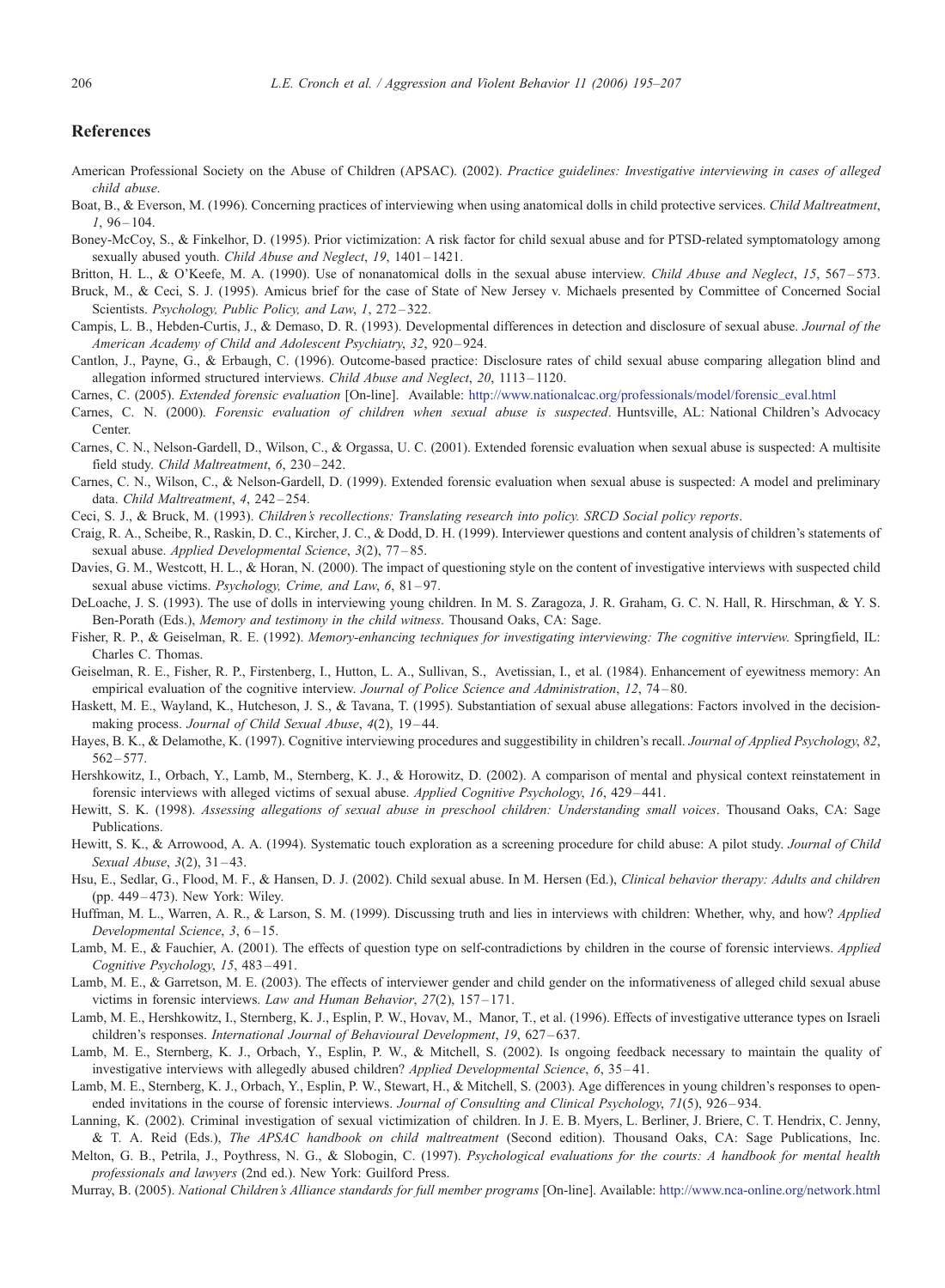## References

American Professional Society on the Abuse of Children (APSAC). (2002). *Practice guidelines: Investigative interviewing in cases of alleged child abuse*.

Boat, B., & Everson, M. (1996). Concerning practices of interviewing when using anatomical dolls in child protective services. *Child Maltreatment*, *1*, 96–104.

Boney-McCoy, S., & Finkelhor, D. (1995). Prior victimization: A risk factor for child sexual abuse and for PTSD-related symptomatology among sexually abused youth. *Child Abuse and Neglect*, *19*, 1401–1421.

Britton, H. L., & O'Keefe, M. A. (1990). Use of nonanatomical dolls in the sexual abuse interview. *Child Abuse and Neglect*, *15*, 567–573.

Bruck, M., & Ceci, S. J. (1995). Amicus brief for the case of State of New Jersey v. Michaels presented by Committee of Concerned Social Scientists. *Psychology, Public Policy, and Law*, *1*, 272–322.

Campis, L. B., Hebden-Curtis, J., & Demaso, D. R. (1993). Developmental differences in detection and disclosure of sexual abuse. *Journal of the American Academy of Child and Adolescent Psychiatry*, *32*, 920–924.

Cantlon, J., Payne, G., & Erbaugh, C. (1996). Outcome-based practice: Disclosure rates of child sexual abuse comparing allegation blind and allegation informed structured interviews. *Child Abuse and Neglect*, *20*, 1113–1120.

Carnes, C. (2005). *Extended forensic evaluation* [On-line]. Available: http://www.nationalcac.org/professionals/model/forensic_eval.html

Carnes, C. N. (2000). *Forensic evaluation of children when sexual abuse is suspected*. Huntsville, AL: National Children's Advocacy Center.

Carnes, C. N., Nelson-Gardell, D., Wilson, C., & Orgassa, U. C. (2001). Extended forensic evaluation when sexual abuse is suspected: A multisite field study. *Child Maltreatment*, *6*, 230–242.

Carnes, C. N., Wilson, C., & Nelson-Gardell, D. (1999). Extended forensic evaluation when sexual abuse is suspected: A model and preliminary data. *Child Maltreatment*, *4*, 242–254.

Ceci, S. J., & Bruck, M. (1993). *Children's recollections: Translating research into policy. SRCD Social policy reports*.

Craig, R. A., Scheibe, R., Raskin, D. C., Kircher, J. C., & Dodd, D. H. (1999). Interviewer questions and content analysis of children's statements of sexual abuse. *Applied Developmental Science*, *3*(2), 77–85.

Davies, G. M., Westcott, H. L., & Horan, N. (2000). The impact of questioning style on the content of investigative interviews with suspected child sexual abuse victims. *Psychology, Crime, and Law*, *6*, 81–97.

DeLoache, J. S. (1993). The use of dolls in interviewing young children. In M. S. Zaragoza, J. R. Graham, G. C. N. Hall, R. Hirschman, & Y. S. Ben-Porath (Eds.), *Memory and testimony in the child witness*. Thousand Oaks, CA: Sage.

Fisher, R. P., & Geiselman, R. E. (1992). *Memory-enhancing techniques for investigating interviewing: The cognitive interview.* Springfield, IL: Charles C. Thomas.

Geiselman, R. E., Fisher, R. P., Firstenberg, I., Hutton, L. A., Sullivan, S., Avetissian, I., et al. (1984). Enhancement of eyewitness memory: An empirical evaluation of the cognitive interview. *Journal of Police Science and Administration*, *12*, 74–80.

Haskett, M. E., Wayland, K., Hutcheson, J. S., & Tavana, T. (1995). Substantiation of sexual abuse allegations: Factors involved in the decision-making process. *Journal of Child Sexual Abuse*, *4*(2), 19–44.

Hayes, B. K., & Delamothe, K. (1997). Cognitive interviewing procedures and suggestibility in children's recall. *Journal of Applied Psychology*, *82*, 562–577.

Hershkowitz, I., Orbach, Y., Lamb, M., Sternberg, K. J., & Horowitz, D. (2002). A comparison of mental and physical context reinstatement in forensic interviews with alleged victims of sexual abuse. *Applied Cognitive Psychology*, *16*, 429–441.

Hewitt, S. K. (1998). *Assessing allegations of sexual abuse in preschool children: Understanding small voices*. Thousand Oaks, CA: Sage Publications.

Hewitt, S. K., & Arrowood, A. A. (1994). Systematic touch exploration as a screening procedure for child abuse: A pilot study. *Journal of Child Sexual Abuse*, *3*(2), 31–43.

Hsu, E., Sedlar, G., Flood, M. F., & Hansen, D. J. (2002). Child sexual abuse. In M. Hersen (Ed.), *Clinical behavior therapy: Adults and children* (pp. 449–473). New York: Wiley.

Huffman, M. L., Warren, A. R., & Larson, S. M. (1999). Discussing truth and lies in interviews with children: Whether, why, and how? *Applied Developmental Science*, *3*, 6–15.

Lamb, M. E., & Fauchier, A. (2001). The effects of question type on self-contradictions by children in the course of forensic interviews. *Applied Cognitive Psychology*, *15*, 483–491.

Lamb, M. E., & Garretson, M. E. (2003). The effects of interviewer gender and child gender on the informativeness of alleged child sexual abuse victims in forensic interviews. *Law and Human Behavior*, *27*(2), 157–171.

Lamb, M. E., Hershkowitz, I., Sternberg, K. J., Esplin, P. W., Hovav, M., Manor, T., et al. (1996). Effects of investigative utterance types on Israeli children's responses. *International Journal of Behavioural Development*, *19*, 627–637.

Lamb, M. E., Sternberg, K. J., Orbach, Y., Esplin, P. W., & Mitchell, S. (2002). Is ongoing feedback necessary to maintain the quality of investigative interviews with allegedly abused children? *Applied Developmental Science*, *6*, 35–41.

Lamb, M. E., Sternberg, K. J., Orbach, Y., Esplin, P. W., Stewart, H., & Mitchell, S. (2003). Age differences in young children's responses to open-ended invitations in the course of forensic interviews. *Journal of Consulting and Clinical Psychology*, *71*(5), 926–934.

Lanning, K. (2002). Criminal investigation of sexual victimization of children. In J. E. B. Myers, L. Berliner, J. Briere, C. T. Hendrix, C. Jenny, & T. A. Reid (Eds.), *The APSAC handbook on child maltreatment* (Second edition). Thousand Oaks, CA: Sage Publications, Inc.

Melton, G. B., Petrila, J., Poythress, N. G., & Slobogin, C. (1997). *Psychological evaluations for the courts: A handbook for mental health professionals and lawyers* (2nd ed.). New York: Guilford Press.

Murray, B. (2005). *National Children's Alliance standards for full member programs* [On-line]. Available: http://www.nca-online.org/network.html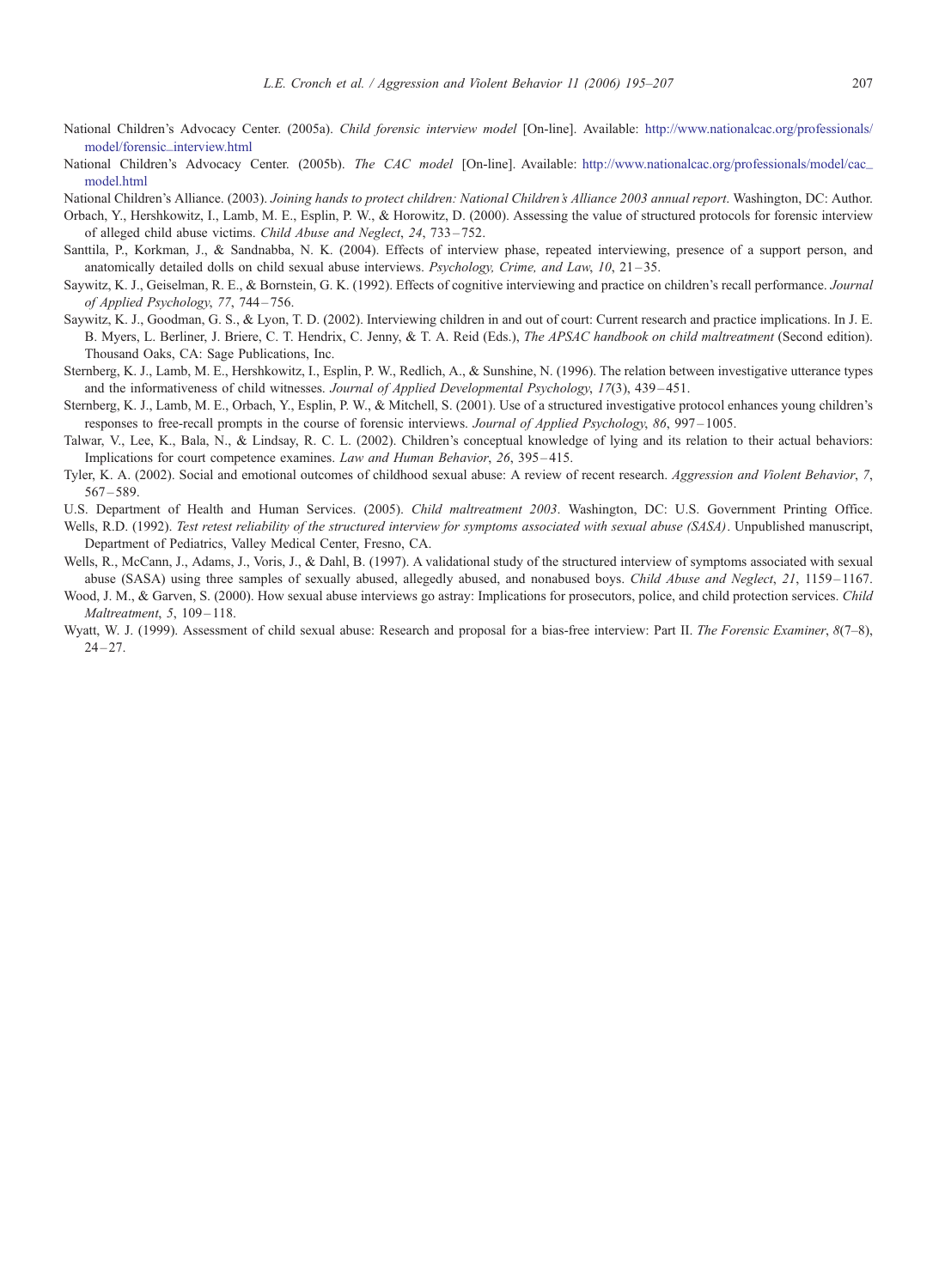National Children's Advocacy Center. (2005a). *Child forensic interview model* [On-line]. Available: http://www.nationalcac.org/professionals/model/forensic_interview.html

National Children's Advocacy Center. (2005b). *The CAC model* [On-line]. Available: http://www.nationalcac.org/professionals/model/cac_model.html

National Children's Alliance. (2003). *Joining hands to protect children: National Children's Alliance 2003 annual report*. Washington, DC: Author.

Orbach, Y., Hershkowitz, I., Lamb, M. E., Esplin, P. W., & Horowitz, D. (2000). Assessing the value of structured protocols for forensic interview of alleged child abuse victims. *Child Abuse and Neglect*, *24*, 733–752.

Santtila, P., Korkman, J., & Sandnabba, N. K. (2004). Effects of interview phase, repeated interviewing, presence of a support person, and anatomically detailed dolls on child sexual abuse interviews. *Psychology, Crime, and Law*, *10*, 21–35.

Saywitz, K. J., Geiselman, R. E., & Bornstein, G. K. (1992). Effects of cognitive interviewing and practice on children's recall performance. *Journal of Applied Psychology*, *77*, 744–756.

Saywitz, K. J., Goodman, G. S., & Lyon, T. D. (2002). Interviewing children in and out of court: Current research and practice implications. In J. E. B. Myers, L. Berliner, J. Briere, C. T. Hendrix, C. Jenny, & T. A. Reid (Eds.), *The APSAC handbook on child maltreatment* (Second edition). Thousand Oaks, CA: Sage Publications, Inc.

Sternberg, K. J., Lamb, M. E., Hershkowitz, I., Esplin, P. W., Redlich, A., & Sunshine, N. (1996). The relation between investigative utterance types and the informativeness of child witnesses. *Journal of Applied Developmental Psychology*, *17*(3), 439–451.

Sternberg, K. J., Lamb, M. E., Orbach, Y., Esplin, P. W., & Mitchell, S. (2001). Use of a structured investigative protocol enhances young children's responses to free-recall prompts in the course of forensic interviews. *Journal of Applied Psychology*, *86*, 997–1005.

Talwar, V., Lee, K., Bala, N., & Lindsay, R. C. L. (2002). Children's conceptual knowledge of lying and its relation to their actual behaviors: Implications for court competence examines. *Law and Human Behavior*, *26*, 395–415.

Tyler, K. A. (2002). Social and emotional outcomes of childhood sexual abuse: A review of recent research. *Aggression and Violent Behavior*, *7*, 567–589.

U.S. Department of Health and Human Services. (2005). *Child maltreatment 2003*. Washington, DC: U.S. Government Printing Office.

Wells, R.D. (1992). *Test retest reliability of the structured interview for symptoms associated with sexual abuse (SASA)*. Unpublished manuscript, Department of Pediatrics, Valley Medical Center, Fresno, CA.

Wells, R., McCann, J., Adams, J., Voris, J., & Dahl, B. (1997). A validational study of the structured interview of symptoms associated with sexual abuse (SASA) using three samples of sexually abused, allegedly abused, and nonabused boys. *Child Abuse and Neglect*, *21*, 1159–1167.

Wood, J. M., & Garven, S. (2000). How sexual abuse interviews go astray: Implications for prosecutors, police, and child protection services. *Child Maltreatment*, *5*, 109–118.

Wyatt, W. J. (1999). Assessment of child sexual abuse: Research and proposal for a bias-free interview: Part II. *The Forensic Examiner*, *8*(7–8), 24–27.